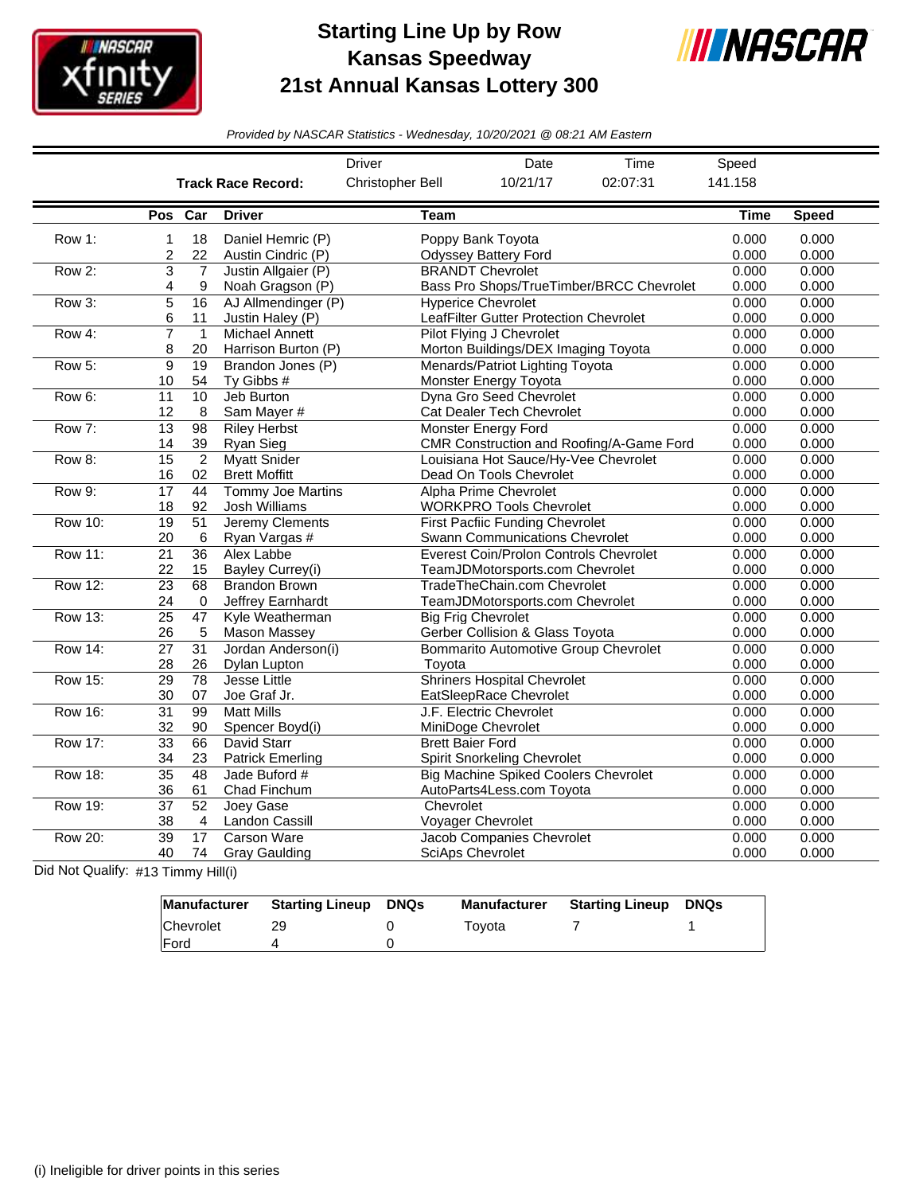# Starting Line Up by Row
# Kansas Speedway
# 21st Annual Kansas Lottery 300

*Provided by NASCAR Statistics - Wednesday, 10/20/2021 @ 08:21 AM Eastern*

| | Driver | Date | Time | Speed |
|---|---|---|---|---|
| **Track Race Record:** | Christopher Bell | 10/21/17 | 02:07:31 | 141.158 |

| | Pos | Car | Driver | Team | Time | Speed |
|---|---|---|---|---|---|---|
| Row 1: | 1 | 18 | Daniel Hemric (P) | Poppy Bank Toyota | 0.000 | 0.000 |
| | 2 | 22 | Austin Cindric (P) | Odyssey Battery Ford | 0.000 | 0.000 |
| Row 2: | 3 | 7 | Justin Allgaier (P) | BRANDT Chevrolet | 0.000 | 0.000 |
| | 4 | 9 | Noah Gragson (P) | Bass Pro Shops/TrueTimber/BRCC Chevrolet | 0.000 | 0.000 |
| Row 3: | 5 | 16 | AJ Allmendinger (P) | Hyperice Chevrolet | 0.000 | 0.000 |
| | 6 | 11 | Justin Haley (P) | LeafFilter Gutter Protection Chevrolet | 0.000 | 0.000 |
| Row 4: | 7 | 1 | Michael Annett | Pilot Flying J Chevrolet | 0.000 | 0.000 |
| | 8 | 20 | Harrison Burton (P) | Morton Buildings/DEX Imaging Toyota | 0.000 | 0.000 |
| Row 5: | 9 | 19 | Brandon Jones (P) | Menards/Patriot Lighting Toyota | 0.000 | 0.000 |
| | 10 | 54 | Ty Gibbs # | Monster Energy Toyota | 0.000 | 0.000 |
| Row 6: | 11 | 10 | Jeb Burton | Dyna Gro Seed Chevrolet | 0.000 | 0.000 |
| | 12 | 8 | Sam Mayer # | Cat Dealer Tech Chevrolet | 0.000 | 0.000 |
| Row 7: | 13 | 98 | Riley Herbst | Monster Energy Ford | 0.000 | 0.000 |
| | 14 | 39 | Ryan Sieg | CMR Construction and Roofing/A-Game Ford | 0.000 | 0.000 |
| Row 8: | 15 | 2 | Myatt Snider | Louisiana Hot Sauce/Hy-Vee Chevrolet | 0.000 | 0.000 |
| | 16 | 02 | Brett Moffitt | Dead On Tools Chevrolet | 0.000 | 0.000 |
| Row 9: | 17 | 44 | Tommy Joe Martins | Alpha Prime Chevrolet | 0.000 | 0.000 |
| | 18 | 92 | Josh Williams | WORKPRO Tools Chevrolet | 0.000 | 0.000 |
| Row 10: | 19 | 51 | Jeremy Clements | First Pacfiic Funding Chevrolet | 0.000 | 0.000 |
| | 20 | 6 | Ryan Vargas # | Swann Communications Chevrolet | 0.000 | 0.000 |
| Row 11: | 21 | 36 | Alex Labbe | Everest Coin/Prolon Controls Chevrolet | 0.000 | 0.000 |
| | 22 | 15 | Bayley Currey(i) | TeamJDMotorsports.com Chevrolet | 0.000 | 0.000 |
| Row 12: | 23 | 68 | Brandon Brown | TradeTheChain.com Chevrolet | 0.000 | 0.000 |
| | 24 | 0 | Jeffrey Earnhardt | TeamJDMotorsports.com Chevrolet | 0.000 | 0.000 |
| Row 13: | 25 | 47 | Kyle Weatherman | Big Frig Chevrolet | 0.000 | 0.000 |
| | 26 | 5 | Mason Massey | Gerber Collision & Glass Toyota | 0.000 | 0.000 |
| Row 14: | 27 | 31 | Jordan Anderson(i) | Bommarito Automotive Group Chevrolet | 0.000 | 0.000 |
| | 28 | 26 | Dylan Lupton | Toyota | 0.000 | 0.000 |
| Row 15: | 29 | 78 | Jesse Little | Shriners Hospital Chevrolet | 0.000 | 0.000 |
| | 30 | 07 | Joe Graf Jr. | EatSleepRace Chevrolet | 0.000 | 0.000 |
| Row 16: | 31 | 99 | Matt Mills | J.F. Electric Chevrolet | 0.000 | 0.000 |
| | 32 | 90 | Spencer Boyd(i) | MiniDoge Chevrolet | 0.000 | 0.000 |
| Row 17: | 33 | 66 | David Starr | Brett Baier Ford | 0.000 | 0.000 |
| | 34 | 23 | Patrick Emerling | Spirit Snorkeling Chevrolet | 0.000 | 0.000 |
| Row 18: | 35 | 48 | Jade Buford # | Big Machine Spiked Coolers Chevrolet | 0.000 | 0.000 |
| | 36 | 61 | Chad Finchum | AutoParts4Less.com Toyota | 0.000 | 0.000 |
| Row 19: | 37 | 52 | Joey Gase | Chevrolet | 0.000 | 0.000 |
| | 38 | 4 | Landon Cassill | Voyager Chevrolet | 0.000 | 0.000 |
| Row 20: | 39 | 17 | Carson Ware | Jacob Companies Chevrolet | 0.000 | 0.000 |
| | 40 | 74 | Gray Gaulding | SciAps Chevrolet | 0.000 | 0.000 |

Did Not Qualify: #13 Timmy Hill(i)

| Manufacturer | Starting Lineup | DNQs | Manufacturer | Starting Lineup | DNQs |
|---|---|---|---|---|---|
| Chevrolet | 29 | 0 | Toyota | 7 | 1 |
| Ford | 4 | 0 | | | |

(i) Ineligible for driver points in this series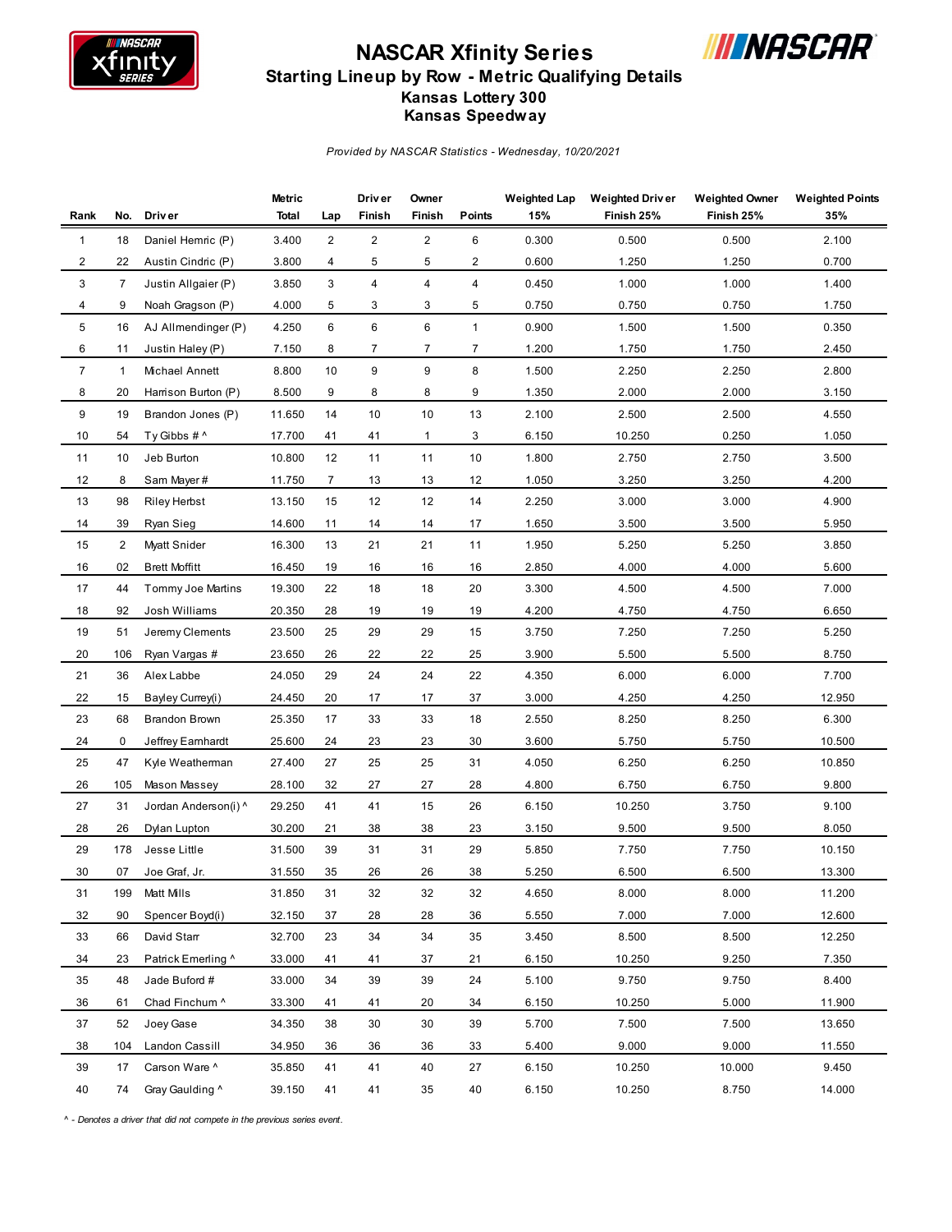# NASCAR Xfinity Series

## Starting Lineup by Row - Metric Qualifying Details

### Kansas Lottery 300

### Kansas Speedway

*Provided by NASCAR Statistics - Wednesday, 10/20/2021*

| Rank | No. | Driver | Metric Total | Lap | Driver Finish | Owner Finish | Points | Weighted Lap 15% | Weighted Driver Finish 25% | Weighted Owner Finish 25% | Weighted Points 35% |
|---|---|---|---|---|---|---|---|---|---|---|---|
| 1 | 18 | Daniel Hemric (P) | 3.400 | 2 | 2 | 2 | 6 | 0.300 | 0.500 | 0.500 | 2.100 |
| 2 | 22 | Austin Cindric (P) | 3.800 | 4 | 5 | 5 | 2 | 0.600 | 1.250 | 1.250 | 0.700 |
| 3 | 7 | Justin Allgaier (P) | 3.850 | 3 | 4 | 4 | 4 | 0.450 | 1.000 | 1.000 | 1.400 |
| 4 | 9 | Noah Gragson (P) | 4.000 | 5 | 3 | 3 | 5 | 0.750 | 0.750 | 0.750 | 1.750 |
| 5 | 16 | AJ Allmendinger (P) | 4.250 | 6 | 6 | 6 | 1 | 0.900 | 1.500 | 1.500 | 0.350 |
| 6 | 11 | Justin Haley (P) | 7.150 | 8 | 7 | 7 | 7 | 1.200 | 1.750 | 1.750 | 2.450 |
| 7 | 1 | Michael Annett | 8.800 | 10 | 9 | 9 | 8 | 1.500 | 2.250 | 2.250 | 2.800 |
| 8 | 20 | Harrison Burton (P) | 8.500 | 9 | 8 | 8 | 9 | 1.350 | 2.000 | 2.000 | 3.150 |
| 9 | 19 | Brandon Jones (P) | 11.650 | 14 | 10 | 10 | 13 | 2.100 | 2.500 | 2.500 | 4.550 |
| 10 | 54 | Ty Gibbs # ^ | 17.700 | 41 | 41 | 1 | 3 | 6.150 | 10.250 | 0.250 | 1.050 |
| 11 | 10 | Jeb Burton | 10.800 | 12 | 11 | 11 | 10 | 1.800 | 2.750 | 2.750 | 3.500 |
| 12 | 8 | Sam Mayer # | 11.750 | 7 | 13 | 13 | 12 | 1.050 | 3.250 | 3.250 | 4.200 |
| 13 | 98 | Riley Herbst | 13.150 | 15 | 12 | 12 | 14 | 2.250 | 3.000 | 3.000 | 4.900 |
| 14 | 39 | Ryan Sieg | 14.600 | 11 | 14 | 14 | 17 | 1.650 | 3.500 | 3.500 | 5.950 |
| 15 | 2 | Myatt Snider | 16.300 | 13 | 21 | 21 | 11 | 1.950 | 5.250 | 5.250 | 3.850 |
| 16 | 02 | Brett Moffitt | 16.450 | 19 | 16 | 16 | 16 | 2.850 | 4.000 | 4.000 | 5.600 |
| 17 | 44 | Tommy Joe Martins | 19.300 | 22 | 18 | 18 | 20 | 3.300 | 4.500 | 4.500 | 7.000 |
| 18 | 92 | Josh Williams | 20.350 | 28 | 19 | 19 | 19 | 4.200 | 4.750 | 4.750 | 6.650 |
| 19 | 51 | Jeremy Clements | 23.500 | 25 | 29 | 29 | 15 | 3.750 | 7.250 | 7.250 | 5.250 |
| 20 | 106 | Ryan Vargas # | 23.650 | 26 | 22 | 22 | 25 | 3.900 | 5.500 | 5.500 | 8.750 |
| 21 | 36 | Alex Labbe | 24.050 | 29 | 24 | 24 | 22 | 4.350 | 6.000 | 6.000 | 7.700 |
| 22 | 15 | Bayley Currey(i) | 24.450 | 20 | 17 | 17 | 37 | 3.000 | 4.250 | 4.250 | 12.950 |
| 23 | 68 | Brandon Brown | 25.350 | 17 | 33 | 33 | 18 | 2.550 | 8.250 | 8.250 | 6.300 |
| 24 | 0 | Jeffrey Earnhardt | 25.600 | 24 | 23 | 23 | 30 | 3.600 | 5.750 | 5.750 | 10.500 |
| 25 | 47 | Kyle Weatherman | 27.400 | 27 | 25 | 25 | 31 | 4.050 | 6.250 | 6.250 | 10.850 |
| 26 | 105 | Mason Massey | 28.100 | 32 | 27 | 27 | 28 | 4.800 | 6.750 | 6.750 | 9.800 |
| 27 | 31 | Jordan Anderson(i) ^ | 29.250 | 41 | 41 | 15 | 26 | 6.150 | 10.250 | 3.750 | 9.100 |
| 28 | 26 | Dylan Lupton | 30.200 | 21 | 38 | 38 | 23 | 3.150 | 9.500 | 9.500 | 8.050 |
| 29 | 178 | Jesse Little | 31.500 | 39 | 31 | 31 | 29 | 5.850 | 7.750 | 7.750 | 10.150 |
| 30 | 07 | Joe Graf, Jr. | 31.550 | 35 | 26 | 26 | 38 | 5.250 | 6.500 | 6.500 | 13.300 |
| 31 | 199 | Matt Mills | 31.850 | 31 | 32 | 32 | 32 | 4.650 | 8.000 | 8.000 | 11.200 |
| 32 | 90 | Spencer Boyd(i) | 32.150 | 37 | 28 | 28 | 36 | 5.550 | 7.000 | 7.000 | 12.600 |
| 33 | 66 | David Starr | 32.700 | 23 | 34 | 34 | 35 | 3.450 | 8.500 | 8.500 | 12.250 |
| 34 | 23 | Patrick Emerling ^ | 33.000 | 41 | 41 | 37 | 21 | 6.150 | 10.250 | 9.250 | 7.350 |
| 35 | 48 | Jade Buford # | 33.000 | 34 | 39 | 39 | 24 | 5.100 | 9.750 | 9.750 | 8.400 |
| 36 | 61 | Chad Finchum ^ | 33.300 | 41 | 41 | 20 | 34 | 6.150 | 10.250 | 5.000 | 11.900 |
| 37 | 52 | Joey Gase | 34.350 | 38 | 30 | 30 | 39 | 5.700 | 7.500 | 7.500 | 13.650 |
| 38 | 104 | Landon Cassill | 34.950 | 36 | 36 | 36 | 33 | 5.400 | 9.000 | 9.000 | 11.550 |
| 39 | 17 | Carson Ware ^ | 35.850 | 41 | 41 | 40 | 27 | 6.150 | 10.250 | 10.000 | 9.450 |
| 40 | 74 | Gray Gaulding ^ | 39.150 | 41 | 41 | 35 | 40 | 6.150 | 10.250 | 8.750 | 14.000 |

*^ - Denotes a driver that did not compete in the previous series event.*